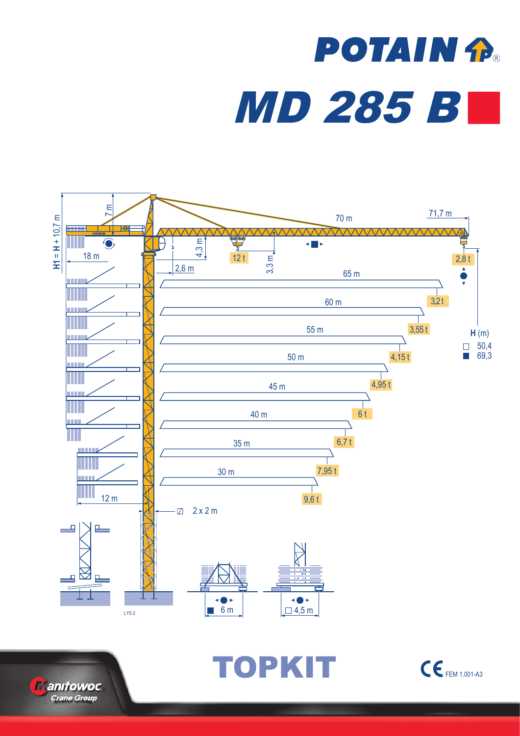# POTAIN

# MD 285 B

70 m | 71,7 m

H1 = H + 10,7 m

7 m

18 m

4,3 m

12 t

3,3 m

2,8 t

2,6 m

| Jib length | Load at tip |
|---|---|
| 70 m | 2,8 t |
| 65 m | 3,2 t |
| 60 m | 3,55 t |
| 55 m | 4,15 t |
| 50 m | 4,95 t |
| 45 m | 6 t |
| 40 m | 6,7 t |
| 35 m | 7,95 t |
| 30 m | 9,6 t |

**H** (m)

- □ 50,4
- ■ 69,3

12 m

2 x 2 m

■ 6 m

□ 4,5 m

LYS 2

# TOPKIT

CE FEM 1.001-A3

Manitowoc Crane Group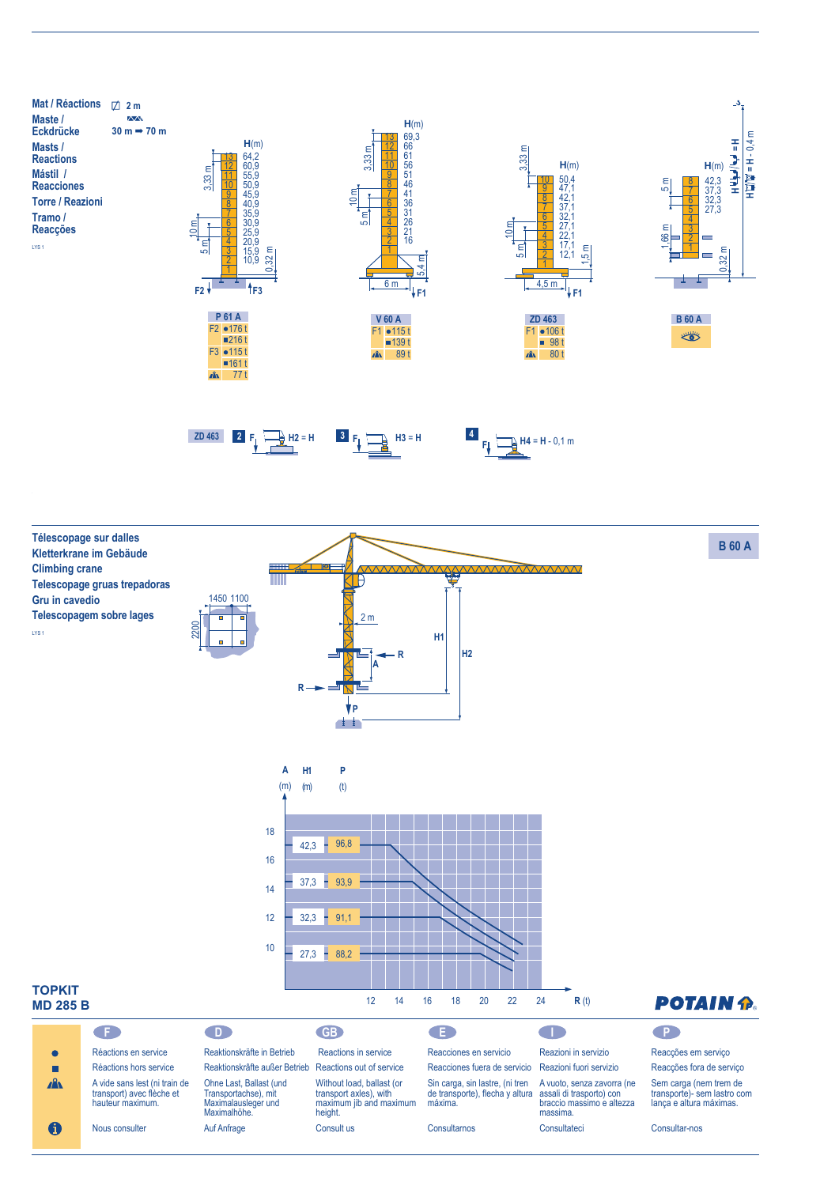## Mat / Réactions
## Maste / Eckdrücke
## Masts / Reactions
## Mástil / Reacciones
## Torre / Reazioni
## Tramo / Reacções

LYS 1

2 m

30 m ➡ 70 m

**P 61 A**

| H (m) | Section |
|---|---|
| 64,2 | 13 |
| 60,9 | 12 |
| 55,9 | 11 |
| 50,9 | 10 |
| 45,9 | 9 |
| 40,9 | 8 |
| 35,9 | 7 |
| 30,9 | 6 |
| 25,9 | 5 |
| 20,9 | 4 |
| 15,9 | 3 |
| 10,9 | 2 |
| | 1 |

3,33 m; 10 m; 5 m; 0,32 m; F2; F3

| P 61 A | | |
|---|---|---|
| F2 | ● | 176 t |
| | ■ | 216 t |
| F3 | ● | 115 t |
| | ■ | 161 t |
| | ▲ | 77 t |

**V 60 A**

| H (m) | Section |
|---|---|
| 69,3 | 13 |
| 66 | 12 |
| 61 | 11 |
| 56 | 10 |
| 51 | 9 |
| 46 | 8 |
| 41 | 7 |
| 36 | 6 |
| 31 | 5 |
| 26 | 4 |
| 21 | 3 |
| 16 | 2 |
| | 1 |

3,33 m; 10 m; 5 m; 6 m; 5,4 m; F1

| V 60 A | | |
|---|---|---|
| F1 | ● | 115 t |
| | ■ | 139 t |
| | ▲ | 89 t |

**ZD 463**

| H (m) | Section |
|---|---|
| 50,4 | 10 |
| 47,1 | 9 |
| 42,1 | 8 |
| 37,1 | 7 |
| 32,1 | 6 |
| 27,1 | 5 |
| 22,1 | 4 |
| 17,1 | 3 |
| 12,1 | 2 |
| | 1 |

3,33 m; 10 m; 5 m; 4,5 m; 1,5 m; F1

| ZD 463 | | |
|---|---|---|
| F1 | ● | 106 t |
| | ■ | 98 t |
| | ▲ | 80 t |

**B 60 A**

| H (m) | Section |
|---|---|
| 42,3 | 8 |
| 37,3 | 7 |
| 32,3 | 6 |
| 27,3 | 5 |
| | 4 |
| | 3 |
| | 2 |
| | 1 |

5 m; 1,66 m; 0,32 m; H1 = H; H2 = H - 0,4 m

B 60 A: (i)

ZD 463 — 2: F, H2 = H — 3: F, H3 = H — 4: F, H4 = H - 0,1 m

## Télescopage sur dalles
## Kletterkrane im Gebäude
## Climbing crane
## Telescopage gruas trepadoras
## Gru in cavedio
## Telescopagem sobre lages

LYS 1

**B 60 A**

1450; 1100; 2200; 2 m; R; A; P; H1; H2

| A (m) | H1 (m) | P (t) |
|---|---|---|
| 17 | 42,3 | 96,8 |
| 14,5 | 37,3 | 93,9 |
| 12 | 32,3 | 91,1 |
| 9,5 | 27,3 | 88,2 |

R (t): 12, 14, 16, 18, 20, 22, 24

**TOPKIT**
**MD 285 B**

| | F | D | GB | E | I | P |
|---|---|---|---|---|---|---|
| ● | Réactions en service | Reaktionskräfte in Betrieb | Reactions in service | Reacciones en servicio | Reazioni in servizio | Reacções em serviço |
| ■ | Réactions hors service | Reaktionskräfte außer Betrieb | Reactions out of service | Reacciones fuera de servicio | Reazioni fuori servizio | Reacções fora de serviço |
| ▲ | A vide sans lest (ni train de transport) avec flèche et hauteur maximum. | Ohne Last, Ballast (und Transportachse), mit Maximalausleger und Maximalhöhe. | Without load, ballast (or transport axles), with maximum jib and maximum height. | Sin carga, sin lastre, (ni tren de transporte), flecha y altura máxima. | A vuoto, senza zavorra (ne assali di trasporto) con braccio massimo e altezza massima. | Sem carga (nem trem de transporte)- sem lastro com lança e altura máximas. |
| i | Nous consulter | Auf Anfrage | Consult us | Consultarnos | Consultateci | Consultar-nos |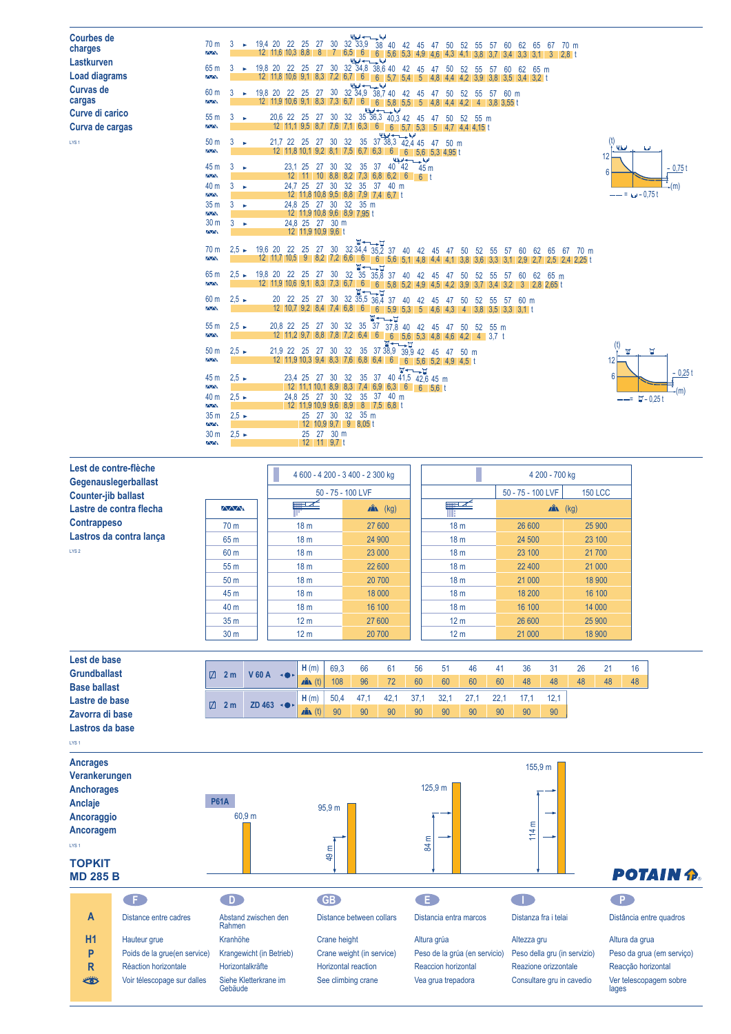## Courbes de charges / Lastkurven / Load diagrams / Curvas de cargas / Curve di carico / Curva de cargas

LYS 1

### 3 ►

| Jib | Radius (m) / Load (t) |
|---|---|
| 70 m | 19,4 – 12; 20 – 11,6; 22 – 10,3; 25 – 8,8; 27 – 8; 30 – 7; 32 – 6,5; 33,9 – 6; 38 – 6; 40 – 5,6; 42 – 5,3; 45 – 4,9; 47 – 4,6; 50 – 4,3; 52 – 4,1; 55 – 3,8; 57 – 3,7; 60 – 3,4; 62 – 3,3; 65 – 3,1; 67 – 3; 70 m – 2,8 t |
| 65 m | 19,8 – 12; 20 – 11,8; 22 – 10,6; 25 – 9,1; 27 – 8,3; 30 – 7,2; 32 – 6,7; 34,8 – 6; 38,6 – 6; 40 – 5,7; 42 – 5,4; 45 – 5; 47 – 4,8; 50 – 4,4; 52 – 4,2; 55 – 3,9; 57 – 3,8; 60 – 3,5; 62 – 3,4; 65 m – 3,2 t |
| 60 m | 19,8 – 12; 20 – 11,9; 22 – 10,6; 25 – 9,1; 27 – 8,3; 30 – 7,3; 32 – 6,7; 34,9 – 6; 38,7 – 6; 40 – 5,8; 42 – 5,5; 45 – 5; 47 – 4,8; 50 – 4,4; 52 – 4,2; 55 – 4; 57 – 3,8; 60 m – 3,55 t |
| 55 m | 20,6 – 12; 22 – 11,1; 25 – 9,5; 27 – 8,7; 30 – 7,6; 32 – 7,1; 35 – 6,3; 36,3 – 6; 40,3 – 6; 42 – 5,7; 45 – 5,3; 47 – 5; 50 – 4,7; 52 – 4,4; 55 m – 4,15 t |
| 50 m | 21,7 – 12; 22 – 11,8; 25 – 10,1; 27 – 9,2; 30 – 8,1; 32 – 7,5; 35 – 6,7; 37 – 6,3; 38,3 – 6; 42,4 – 6; 45 – 5,6; 47 – 5,3; 50 m – 4,95 t |
| 45 m | 23,1 – 12; 25 – 11; 27 – 10; 30 – 8,8; 32 – 8,2; 35 – 7,3; 37 – 6,8; 40 – 6,2; 42 – 6; 45 m – 6 t |
| 40 m | 24,7 – 12; 25 – 11,8; 27 – 10,8; 30 – 9,5; 32 – 8,8; 35 – 7,9; 37 – 7,4; 40 m – 6,7 t |
| 35 m | 24,8 – 12; 25 – 11,9; 27 – 10,8; 30 – 9,6; 32 – 8,9; 35 m – 7,95 t |
| 30 m | 24,8 – 12; 25 – 11,9; 27 – 10,9; 30 m – 9,6 t |

(t) 12 / 6 — 0,75 t — (m); —— = ⊔ - 0,75 t

### 2,5 ►

| Jib | Radius (m) / Load (t) |
|---|---|
| 70 m | 19,6 – 12; 20 – 11,7; 22 – 10,5; 25 – 9; 27 – 8,2; 30 – 7,2; 32 – 6,6; 34,4 – 6; 35,2 – 6; 37 – 5,6; 40 – 5,1; 42 – 4,8; 45 – 4,4; 47 – 4,1; 50 – 3,8; 52 – 3,6; 55 – 3,3; 57 – 3,1; 60 – 2,9; 62 – 2,7; 65 – 2,5; 67 – 2,4; 70 m – 2,25 t |
| 65 m | 19,8 – 12; 20 – 11,9; 22 – 10,6; 25 – 9,1; 27 – 8,3; 30 – 7,3; 32 – 6,7; 35 – 6; 35,8 – 6; 37 – 5,8; 40 – 5,2; 42 – 4,9; 45 – 4,5; 47 – 4,2; 50 – 3,9; 52 – 3,7; 55 – 3,4; 57 – 3,2; 60 – 3; 62 – 2,8; 65 m – 2,65 t |
| 60 m | 20 – 12; 22 – 10,7; 25 – 9,2; 27 – 8,4; 30 – 7,4; 32 – 6,8; 35,5 – 6; 36,4 – 6; 37 – 5,9; 40 – 5,3; 42 – 5; 45 – 4,6; 47 – 4,3; 50 – 4; 52 – 3,8; 55 – 3,5; 57 – 3,3; 60 m – 3,1 t |
| 55 m | 20,8 – 12; 22 – 11,2; 25 – 9,7; 27 – 8,8; 30 – 7,8; 32 – 7,2; 35 – 6,4; 37 – 6; 37,8 – 6; 40 – 5,6; 42 – 5,3; 45 – 4,8; 47 – 4,6; 50 – 4,2; 52 – 4; 55 m – 3,7 t |
| 50 m | 21,9 – 12; 22 – 11,9; 25 – 10,3; 27 – 9,4; 30 – 8,3; 32 – 7,6; 35 – 6,8; 37 – 6,4; 38,9 – 6; 39,9 – 6; 42 – 5,6; 45 – 5,2; 47 – 4,9; 50 m – 4,5 t |
| 45 m | 23,4 – 12; 25 – 11,1; 27 – 10,1; 30 – 8,9; 32 – 8,3; 35 – 7,4; 37 – 6,9; 40 – 6,3; 41,5 – 6; 42,6 – 6; 45 m – 5,6 t |
| 40 m | 24,8 – 12; 25 – 11,9; 27 – 10,9; 30 – 9,6; 32 – 8,9; 35 – 8; 37 – 7,5; 40 m – 6,8 t |
| 35 m | 25 – 12; 27 – 10,9; 30 – 9,7; 32 – 9; 35 m – 8,05 t |
| 30 m | 25 – 12; 27 – 11; 30 m – 9,7 t |

(t) 12 / 6 — 0,25 t — (m); —— = ⊓ - 0,25 t

## Lest de contre-flèche / Gegenauslegerballast / Counter-jib ballast / Lastre de contra flecha / Contrappeso / Lastros da contra lança

LYS 2

| Jib | 4 600 - 4 200 - 3 400 - 2 300 kg (50 - 75 - 100 LVF) | (kg) | 4 200 - 700 kg | (kg) 50 - 75 - 100 LVF | (kg) 150 LCC |
|---|---|---|---|---|---|
| 70 m | 18 m | 27 600 | 18 m | 26 600 | 25 900 |
| 65 m | 18 m | 24 900 | 18 m | 24 500 | 23 100 |
| 60 m | 18 m | 23 000 | 18 m | 23 100 | 21 700 |
| 55 m | 18 m | 22 600 | 18 m | 22 400 | 21 000 |
| 50 m | 18 m | 20 700 | 18 m | 21 000 | 18 900 |
| 45 m | 18 m | 18 000 | 18 m | 18 200 | 16 100 |
| 40 m | 18 m | 16 100 | 18 m | 16 100 | 14 000 |
| 35 m | 12 m | 27 600 | 12 m | 26 600 | 25 900 |
| 30 m | 12 m | 20 700 | 12 m | 21 000 | 18 900 |

## Lest de base / Grundballast / Base ballast / Lastre de base / Zavorra di base / Lastros da base

LYS 1

| | | | | | | | | | | | | | | | |
|---|---|---|---|---|---|---|---|---|---|---|---|---|---|---|---|
| 2 m | V 60 A | H (m) | 69,3 | 66 | 61 | 56 | 51 | 46 | 41 | 36 | 31 | 26 | 21 | 16 |
| | | (t) | 108 | 96 | 72 | 60 | 60 | 60 | 60 | 48 | 48 | 48 | 48 | 48 |
| 2 m | ZD 463 | H (m) | 50,4 | 47,1 | 42,1 | 37,1 | 32,1 | 27,1 | 22,1 | 17,1 | 12,1 | | | |
| | | (t) | 90 | 90 | 90 | 90 | 90 | 90 | 90 | 90 | 90 | | | |

## Ancrages / Verankerungen / Anchorages / Anclaje / Ancoraggio / Ancoragem

LYS 1

P61A: 60,9 m; 95,9 m (49 m); 125,9 m (84 m); 155,9 m (114 m)

**TOPKIT MD 285 B**

POTAIN

| | F | D | GB | E | I | P |
|---|---|---|---|---|---|---|
| A | Distance entre cadres | Abstand zwischen den Rahmen | Distance between collars | Distancia entra marcos | Distanza fra i telai | Distância entre quadros |
| H1 | Hauteur grue | Kranhöhe | Crane height | Altura grúa | Altezza gru | Altura da grua |
| P | Poids de la grue(en service) | Krangewicht (in Betrieb) | Crane weight (in service) | Peso de la grúa (en servicio) | Peso della gru (in servizio) | Peso da grua (em serviço) |
| R | Réaction horizontale | Horizontalkräfte | Horizontal reaction | Reaccion horizontal | Reazione orizzontale | Reacção horizontal |
| | Voir télescopage sur dalles | Siehe Kletterkrane im Gebäude | See climbing crane | Vea grua trepadora | Consultare gru in cavedio | Ver telescopagem sobre lages |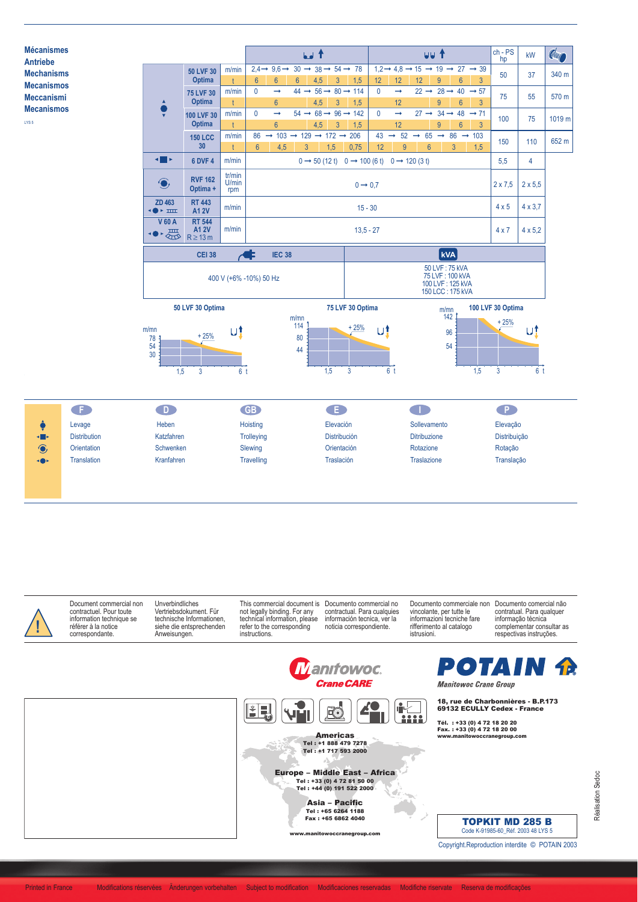**Mécanismes**
**Antriebe**
**Mechanisms**
**Mecanismos**
**Meccanismi**
**Mecanismos**

LYS 5

| | | | ⊔ ↑ | ⊔⊔ ↑ | ch - PS hp | kW | |
|---|---|---|---|---|---|---|---|
| ↕ | 50 LVF 30 Optima | m/min | 2,4→ 9,6→ 30 → 38→ 54→ 78 | 1,2→ 4,8 → 15 → 19 → 27 → 39 | 50 | 37 | 340 m |
| | | t | 6 / 6 / 6 / 4,5 / 3 / 1,5 | 12 / 12 / 12 / 9 / 6 / 3 | | | |
| | 75 LVF 30 Optima | m/min | 0 → 44 → 56 → 80 → 114 | 0 → 22 → 28 → 40 → 57 | 75 | 55 | 570 m |
| | | t | 6 / 4,5 / 3 / 1,5 | 12 / 9 / 6 / 3 | | | |
| | 100 LVF 30 Optima | m/min | 0 → 54 → 68 → 96 → 142 | 0 → 27 → 34 → 48 → 71 | 100 | 75 | 1019 m |
| | | t | 6 / 4,5 / 3 / 1,5 | 12 / 9 / 6 / 3 | | | |
| | 150 LCC 30 | m/min | 86 → 103 → 129 → 172 → 206 | 43 → 52 → 65 → 86 → 103 | 150 | 110 | 652 m |
| | | t | 6 / 4,5 / 3 / 1,5 / 0,75 | 12 / 9 / 6 / 3 / 1,5 | | | |
| ◄■► | 6 DVF 4 | m/min | 0 → 50 (12 t) 0 → 100 (6 t) 0 → 120 (3 t) | | 5,5 | 4 | |
| ◉ | RVF 162 Optima + | tr/min U/min rpm | 0 → 0,7 | | 2 x 7,5 | 2 x 5,5 | |
| ZD 463 | RT 443 A1 2V | m/min | 15 - 30 | | 4 x 5 | 4 x 3,7 | |
| V 60 A | RT 544 A1 2V R ≥ 13 m | m/min | 13,5 - 27 | | 4 x 7 | 4 x 5,2 | |

| CEI 38 — IEC 38 | kVA |
|---|---|
| 400 V (+6% -10%) 50 Hz | 50 LVF : 75 kVA<br>75 LVF : 100 kVA<br>100 LVF : 125 kVA<br>150 LCC : 175 kVA |

50 LVF 30 Optima
m/mn
78
54
30
+ 25%
1,5
3
6 t

75 LVF 30 Optima
m/mn
114
80
44
+ 25%
1,5
3
6 t

100 LVF 30 Optima
m/mn
142
96
54
+ 25%
1,5
3
6 t

| | F | D | GB | E | I | P |
|---|---|---|---|---|---|---|
| ↕ | Levage | Heben | Hoisting | Elevación | Sollevamento | Elevação |
| ◄■► | Distribution | Katzfahren | Trolleying | Distribución | Ditribuzione | Distribuição |
| ◉ | Orientation | Schwenken | Slewing | Orientación | Rotazione | Rotação |
| ◄●► | Translation | Kranfahren | Travelling | Traslación | Traslazione | Translação |

Document commercial non contractuel. Pour toute information technique se référer à la notice correspondante.

Unverbindliches Vertriebsdokument. Für technische Informationen, siehe die entsprechenden Anweisungen.

This commercial document is not legally binding. For any technical information, please refer to the corresponding instructions.

Documento commercial no contractual. Para cualquies información tecnica, ver la noticia correspondiente.

Documento commerciale non vincolante, per tutte le informazioni tecniche fare rifferimento al catalogo istrusioni.

Documento comercial não contratual. Para qualquer informação técnica complementar consultar as respectivas instruções.

Manitowoc Crane CARE

Americas
Tel : +1 888 479 7278
Tel : +1 717 593 2000

Europe – Middle East – Africa
Tel : +33 (0) 4 72 81 50 00
Tel : +44 (0) 191 522 2000

Asia – Pacific
Tel : +65 6264 1188
Fax : +65 6862 4040

www.manitowoccranegroup.com

POTAIN
Manitowoc Crane Group

18, rue de Charbonnières - B.P.173
69132 ECULLY Cedex - France

Tél. : +33 (0) 4 72 18 20 20
Fax. : +33 (0) 4 72 18 20 00
www.manitowoccranegroup.com

**TOPKIT MD 285 B**
Code K-91985-60_Réf. 2003 48 LYS 5

Copyright.Reproduction interdite © POTAIN 2003

Réalisation Sedoc

Printed in France Modifications réservées Änderungen vorbehalten Subject to modification Modificaciones reservadas Modifiche riservate Reserva de modificações